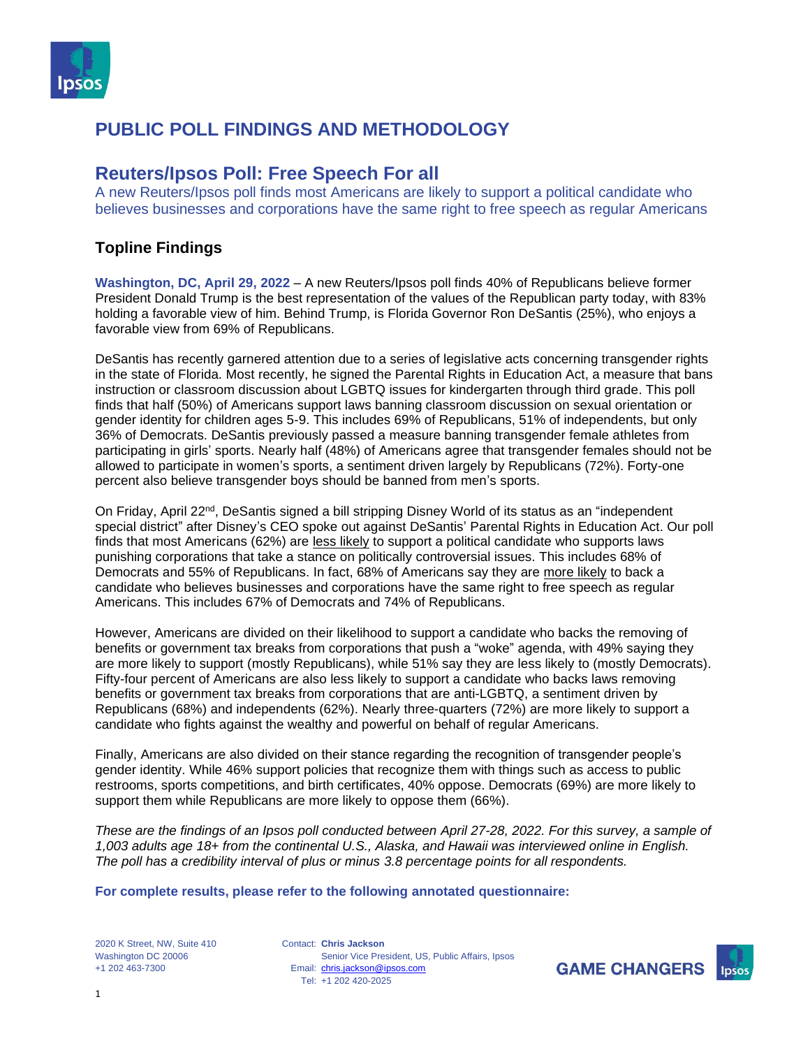# PUBLIC POLL FINDINGS AND METHODOLOGY

## Reuters/Ipsos Poll: Free Speech For all

A new Reuters/Ipsos poll finds most Americans are likely to support a political candidate who believes businesses and corporations have the same right to free speech as regular Americans

### Topline Findings

**Washington, DC, April 29, 2022** – A new Reuters/Ipsos poll finds 40% of Republicans believe former President Donald Trump is the best representation of the values of the Republican party today, with 83% holding a favorable view of him. Behind Trump, is Florida Governor Ron DeSantis (25%), who enjoys a favorable view from 69% of Republicans.

DeSantis has recently garnered attention due to a series of legislative acts concerning transgender rights in the state of Florida. Most recently, he signed the Parental Rights in Education Act, a measure that bans instruction or classroom discussion about LGBTQ issues for kindergarten through third grade. This poll finds that half (50%) of Americans support laws banning classroom discussion on sexual orientation or gender identity for children ages 5-9. This includes 69% of Republicans, 51% of independents, but only 36% of Democrats. DeSantis previously passed a measure banning transgender female athletes from participating in girls' sports. Nearly half (48%) of Americans agree that transgender females should not be allowed to participate in women's sports, a sentiment driven largely by Republicans (72%). Forty-one percent also believe transgender boys should be banned from men's sports.

On Friday, April 22nd, DeSantis signed a bill stripping Disney World of its status as an "independent special district" after Disney's CEO spoke out against DeSantis' Parental Rights in Education Act. Our poll finds that most Americans (62%) are less likely to support a political candidate who supports laws punishing corporations that take a stance on politically controversial issues. This includes 68% of Democrats and 55% of Republicans. In fact, 68% of Americans say they are more likely to back a candidate who believes businesses and corporations have the same right to free speech as regular Americans. This includes 67% of Democrats and 74% of Republicans.

However, Americans are divided on their likelihood to support a candidate who backs the removing of benefits or government tax breaks from corporations that push a "woke" agenda, with 49% saying they are more likely to support (mostly Republicans), while 51% say they are less likely to (mostly Democrats). Fifty-four percent of Americans are also less likely to support a candidate who backs laws removing benefits or government tax breaks from corporations that are anti-LGBTQ, a sentiment driven by Republicans (68%) and independents (62%). Nearly three-quarters (72%) are more likely to support a candidate who fights against the wealthy and powerful on behalf of regular Americans.

Finally, Americans are also divided on their stance regarding the recognition of transgender people's gender identity. While 46% support policies that recognize them with things such as access to public restrooms, sports competitions, and birth certificates, 40% oppose. Democrats (69%) are more likely to support them while Republicans are more likely to oppose them (66%).

*These are the findings of an Ipsos poll conducted between April 27-28, 2022. For this survey, a sample of 1,003 adults age 18+ from the continental U.S., Alaska, and Hawaii was interviewed online in English. The poll has a credibility interval of plus or minus 3.8 percentage points for all respondents.*

**For complete results, please refer to the following annotated questionnaire:**

2020 K Street, NW, Suite 410
Washington DC 20006
+1 202 463-7300

Contact: **Chris Jackson**
Senior Vice President, US, Public Affairs, Ipsos
Email: chris.jackson@ipsos.com
Tel: +1 202 420-2025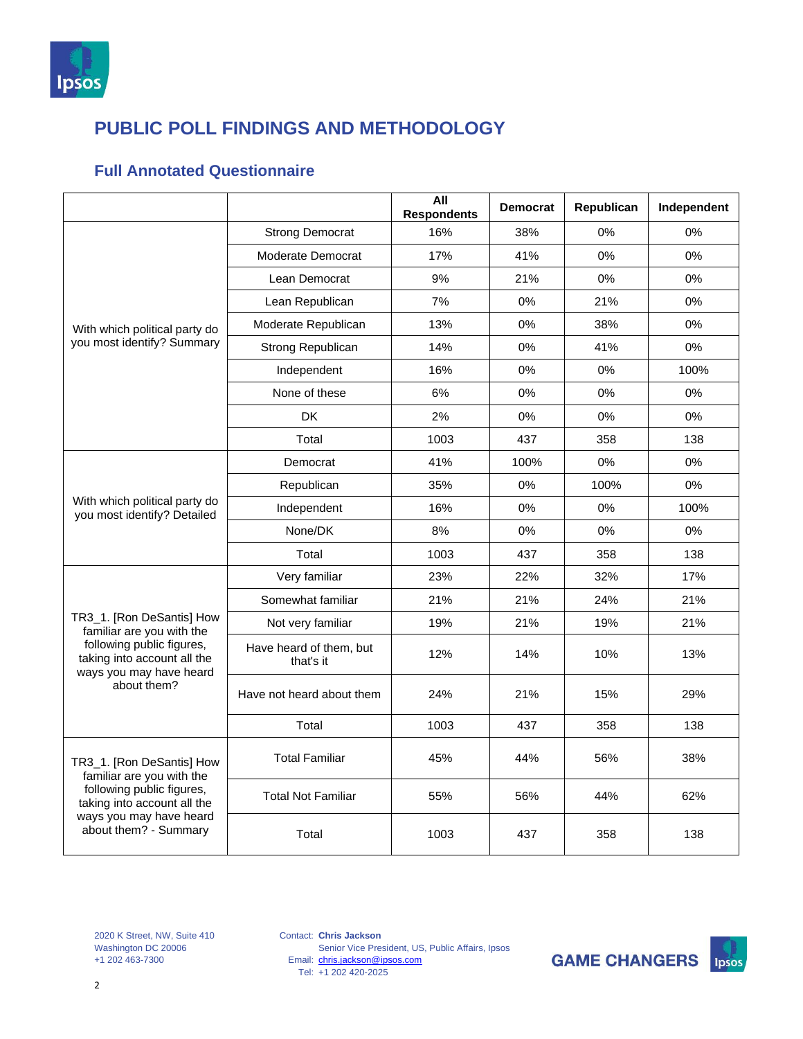# PUBLIC POLL FINDINGS AND METHODOLOGY

## Full Annotated Questionnaire

| | | All Respondents | Democrat | Republican | Independent |
|---|---|---|---|---|---|
| With which political party do you most identify? Summary | Strong Democrat | 16% | 38% | 0% | 0% |
| | Moderate Democrat | 17% | 41% | 0% | 0% |
| | Lean Democrat | 9% | 21% | 0% | 0% |
| | Lean Republican | 7% | 0% | 21% | 0% |
| | Moderate Republican | 13% | 0% | 38% | 0% |
| | Strong Republican | 14% | 0% | 41% | 0% |
| | Independent | 16% | 0% | 0% | 100% |
| | None of these | 6% | 0% | 0% | 0% |
| | DK | 2% | 0% | 0% | 0% |
| | Total | 1003 | 437 | 358 | 138 |
| With which political party do you most identify? Detailed | Democrat | 41% | 100% | 0% | 0% |
| | Republican | 35% | 0% | 100% | 0% |
| | Independent | 16% | 0% | 0% | 100% |
| | None/DK | 8% | 0% | 0% | 0% |
| | Total | 1003 | 437 | 358 | 138 |
| TR3_1. [Ron DeSantis] How familiar are you with the following public figures, taking into account all the ways you may have heard about them? | Very familiar | 23% | 22% | 32% | 17% |
| | Somewhat familiar | 21% | 21% | 24% | 21% |
| | Not very familiar | 19% | 21% | 19% | 21% |
| | Have heard of them, but that's it | 12% | 14% | 10% | 13% |
| | Have not heard about them | 24% | 21% | 15% | 29% |
| | Total | 1003 | 437 | 358 | 138 |
| TR3_1. [Ron DeSantis] How familiar are you with the following public figures, taking into account all the ways you may have heard about them? - Summary | Total Familiar | 45% | 44% | 56% | 38% |
| | Total Not Familiar | 55% | 56% | 44% | 62% |
| | Total | 1003 | 437 | 358 | 138 |

2020 K Street, NW, Suite 410
Washington DC 20006
+1 202 463-7300

Contact: **Chris Jackson**
Senior Vice President, US, Public Affairs, Ipsos
Email: chris.jackson@ipsos.com
Tel: +1 202 420-2025

**GAME CHANGERS**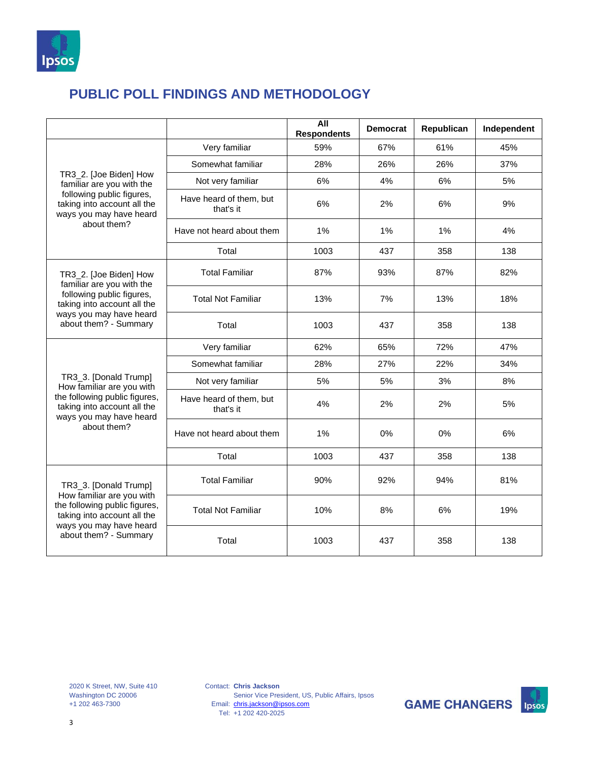# PUBLIC POLL FINDINGS AND METHODOLOGY

| | | All Respondents | Democrat | Republican | Independent |
|---|---|---|---|---|---|
| TR3_2. [Joe Biden] How familiar are you with the following public figures, taking into account all the ways you may have heard about them? | Very familiar | 59% | 67% | 61% | 45% |
| | Somewhat familiar | 28% | 26% | 26% | 37% |
| | Not very familiar | 6% | 4% | 6% | 5% |
| | Have heard of them, but that's it | 6% | 2% | 6% | 9% |
| | Have not heard about them | 1% | 1% | 1% | 4% |
| | Total | 1003 | 437 | 358 | 138 |
| TR3_2. [Joe Biden] How familiar are you with the following public figures, taking into account all the ways you may have heard about them? - Summary | Total Familiar | 87% | 93% | 87% | 82% |
| | Total Not Familiar | 13% | 7% | 13% | 18% |
| | Total | 1003 | 437 | 358 | 138 |
| TR3_3. [Donald Trump] How familiar are you with the following public figures, taking into account all the ways you may have heard about them? | Very familiar | 62% | 65% | 72% | 47% |
| | Somewhat familiar | 28% | 27% | 22% | 34% |
| | Not very familiar | 5% | 5% | 3% | 8% |
| | Have heard of them, but that's it | 4% | 2% | 2% | 5% |
| | Have not heard about them | 1% | 0% | 0% | 6% |
| | Total | 1003 | 437 | 358 | 138 |
| TR3_3. [Donald Trump] How familiar are you with the following public figures, taking into account all the ways you may have heard about them? - Summary | Total Familiar | 90% | 92% | 94% | 81% |
| | Total Not Familiar | 10% | 8% | 6% | 19% |
| | Total | 1003 | 437 | 358 | 138 |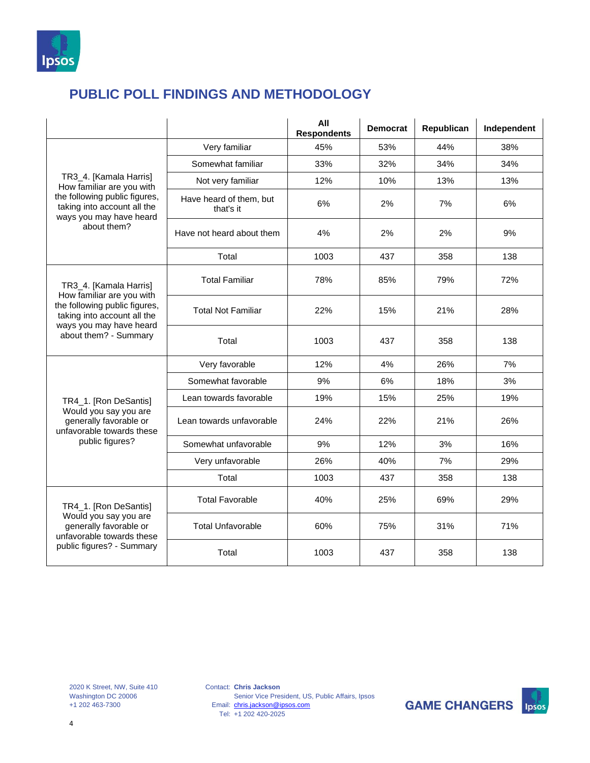## PUBLIC POLL FINDINGS AND METHODOLOGY

| | | All Respondents | Democrat | Republican | Independent |
|---|---|---|---|---|---|
| TR3_4. [Kamala Harris] How familiar are you with the following public figures, taking into account all the ways you may have heard about them? | Very familiar | 45% | 53% | 44% | 38% |
| | Somewhat familiar | 33% | 32% | 34% | 34% |
| | Not very familiar | 12% | 10% | 13% | 13% |
| | Have heard of them, but that's it | 6% | 2% | 7% | 6% |
| | Have not heard about them | 4% | 2% | 2% | 9% |
| | Total | 1003 | 437 | 358 | 138 |
| TR3_4. [Kamala Harris] How familiar are you with the following public figures, taking into account all the ways you may have heard about them? - Summary | Total Familiar | 78% | 85% | 79% | 72% |
| | Total Not Familiar | 22% | 15% | 21% | 28% |
| | Total | 1003 | 437 | 358 | 138 |
| TR4_1. [Ron DeSantis] Would you say you are generally favorable or unfavorable towards these public figures? | Very favorable | 12% | 4% | 26% | 7% |
| | Somewhat favorable | 9% | 6% | 18% | 3% |
| | Lean towards favorable | 19% | 15% | 25% | 19% |
| | Lean towards unfavorable | 24% | 22% | 21% | 26% |
| | Somewhat unfavorable | 9% | 12% | 3% | 16% |
| | Very unfavorable | 26% | 40% | 7% | 29% |
| | Total | 1003 | 437 | 358 | 138 |
| TR4_1. [Ron DeSantis] Would you say you are generally favorable or unfavorable towards these public figures? - Summary | Total Favorable | 40% | 25% | 69% | 29% |
| | Total Unfavorable | 60% | 75% | 31% | 71% |
| | Total | 1003 | 437 | 358 | 138 |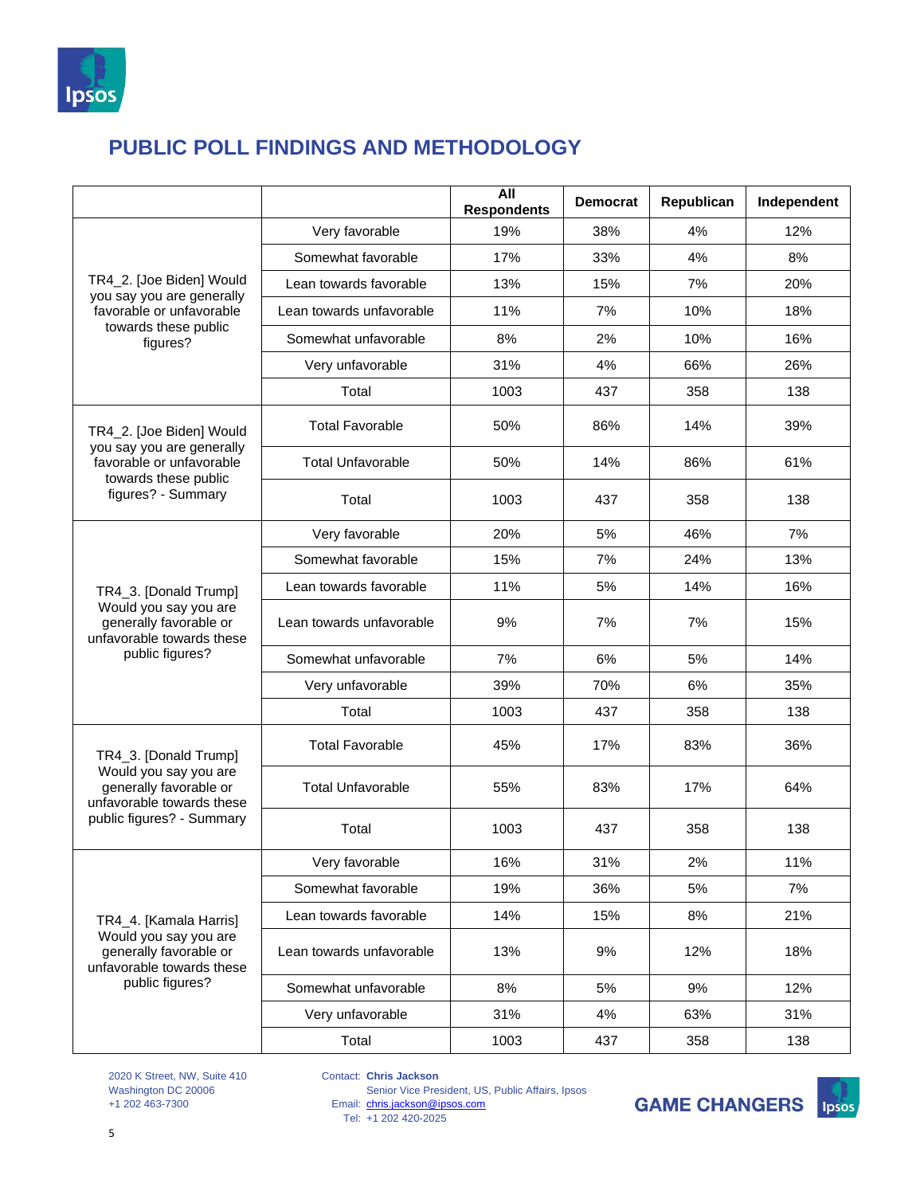## PUBLIC POLL FINDINGS AND METHODOLOGY

| | | All Respondents | Democrat | Republican | Independent |
|---|---|---|---|---|---|
| TR4_2. [Joe Biden] Would you say you are generally favorable or unfavorable towards these public figures? | Very favorable | 19% | 38% | 4% | 12% |
| | Somewhat favorable | 17% | 33% | 4% | 8% |
| | Lean towards favorable | 13% | 15% | 7% | 20% |
| | Lean towards unfavorable | 11% | 7% | 10% | 18% |
| | Somewhat unfavorable | 8% | 2% | 10% | 16% |
| | Very unfavorable | 31% | 4% | 66% | 26% |
| | Total | 1003 | 437 | 358 | 138 |
| TR4_2. [Joe Biden] Would you say you are generally favorable or unfavorable towards these public figures? - Summary | Total Favorable | 50% | 86% | 14% | 39% |
| | Total Unfavorable | 50% | 14% | 86% | 61% |
| | Total | 1003 | 437 | 358 | 138 |
| TR4_3. [Donald Trump] Would you say you are generally favorable or unfavorable towards these public figures? | Very favorable | 20% | 5% | 46% | 7% |
| | Somewhat favorable | 15% | 7% | 24% | 13% |
| | Lean towards favorable | 11% | 5% | 14% | 16% |
| | Lean towards unfavorable | 9% | 7% | 7% | 15% |
| | Somewhat unfavorable | 7% | 6% | 5% | 14% |
| | Very unfavorable | 39% | 70% | 6% | 35% |
| | Total | 1003 | 437 | 358 | 138 |
| TR4_3. [Donald Trump] Would you say you are generally favorable or unfavorable towards these public figures? - Summary | Total Favorable | 45% | 17% | 83% | 36% |
| | Total Unfavorable | 55% | 83% | 17% | 64% |
| | Total | 1003 | 437 | 358 | 138 |
| TR4_4. [Kamala Harris] Would you say you are generally favorable or unfavorable towards these public figures? | Very favorable | 16% | 31% | 2% | 11% |
| | Somewhat favorable | 19% | 36% | 5% | 7% |
| | Lean towards favorable | 14% | 15% | 8% | 21% |
| | Lean towards unfavorable | 13% | 9% | 12% | 18% |
| | Somewhat unfavorable | 8% | 5% | 9% | 12% |
| | Very unfavorable | 31% | 4% | 63% | 31% |
| | Total | 1003 | 437 | 358 | 138 |

2020 K Street, NW, Suite 410
Washington DC 20006
+1 202 463-7300

Contact: **Chris Jackson**
Senior Vice President, US, Public Affairs, Ipsos
Email: chris.jackson@ipsos.com
Tel: +1 202 420-2025

**GAME CHANGERS**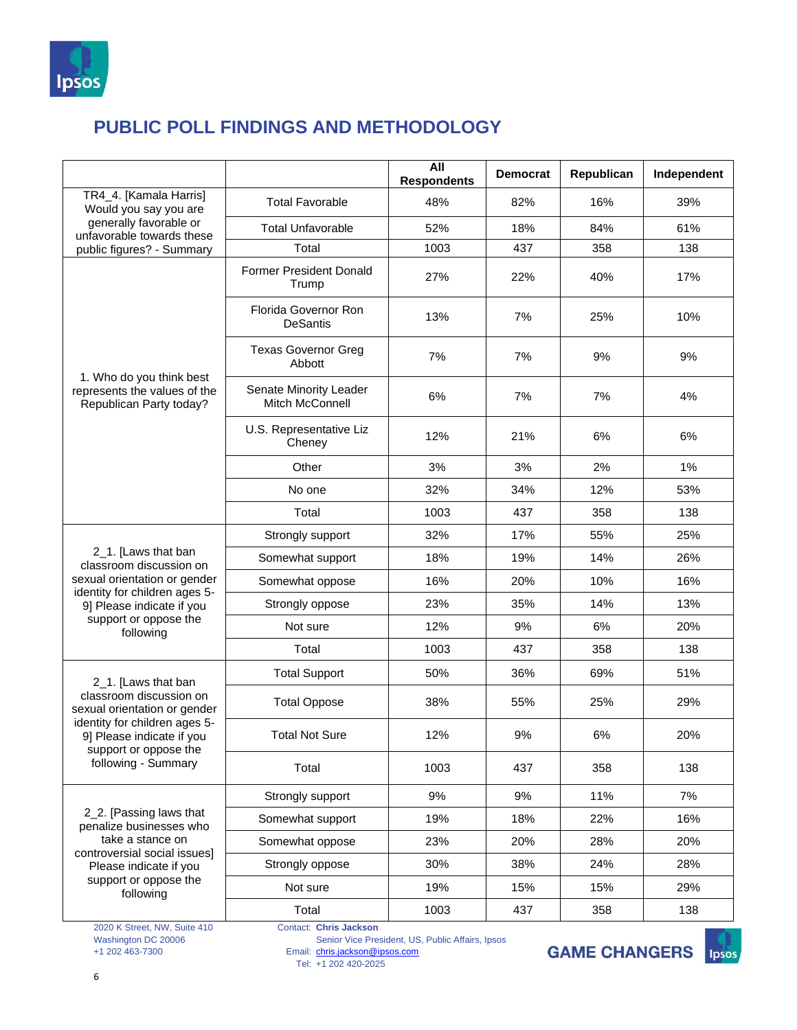## PUBLIC POLL FINDINGS AND METHODOLOGY

| | | All Respondents | Democrat | Republican | Independent |
|---|---|---|---|---|---|
| TR4_4. [Kamala Harris] Would you say you are generally favorable or unfavorable towards these public figures? - Summary | Total Favorable | 48% | 82% | 16% | 39% |
| | Total Unfavorable | 52% | 18% | 84% | 61% |
| | Total | 1003 | 437 | 358 | 138 |
| 1. Who do you think best represents the values of the Republican Party today? | Former President Donald Trump | 27% | 22% | 40% | 17% |
| | Florida Governor Ron DeSantis | 13% | 7% | 25% | 10% |
| | Texas Governor Greg Abbott | 7% | 7% | 9% | 9% |
| | Senate Minority Leader Mitch McConnell | 6% | 7% | 7% | 4% |
| | U.S. Representative Liz Cheney | 12% | 21% | 6% | 6% |
| | Other | 3% | 3% | 2% | 1% |
| | No one | 32% | 34% | 12% | 53% |
| | Total | 1003 | 437 | 358 | 138 |
| 2_1. [Laws that ban classroom discussion on sexual orientation or gender identity for children ages 5-9] Please indicate if you support or oppose the following | Strongly support | 32% | 17% | 55% | 25% |
| | Somewhat support | 18% | 19% | 14% | 26% |
| | Somewhat oppose | 16% | 20% | 10% | 16% |
| | Strongly oppose | 23% | 35% | 14% | 13% |
| | Not sure | 12% | 9% | 6% | 20% |
| | Total | 1003 | 437 | 358 | 138 |
| 2_1. [Laws that ban classroom discussion on sexual orientation or gender identity for children ages 5-9] Please indicate if you support or oppose the following - Summary | Total Support | 50% | 36% | 69% | 51% |
| | Total Oppose | 38% | 55% | 25% | 29% |
| | Total Not Sure | 12% | 9% | 6% | 20% |
| | Total | 1003 | 437 | 358 | 138 |
| 2_2. [Passing laws that penalize businesses who take a stance on controversial social issues] Please indicate if you support or oppose the following | Strongly support | 9% | 9% | 11% | 7% |
| | Somewhat support | 19% | 18% | 22% | 16% |
| | Somewhat oppose | 23% | 20% | 28% | 20% |
| | Strongly oppose | 30% | 38% | 24% | 28% |
| | Not sure | 19% | 15% | 15% | 29% |
| | Total | 1003 | 437 | 358 | 138 |

2020 K Street, NW, Suite 410
Washington DC 20006
+1 202 463-7300

Contact: **Chris Jackson**
Senior Vice President, US, Public Affairs, Ipsos
Email: chris.jackson@ipsos.com
Tel: +1 202 420-2025

GAME CHANGERS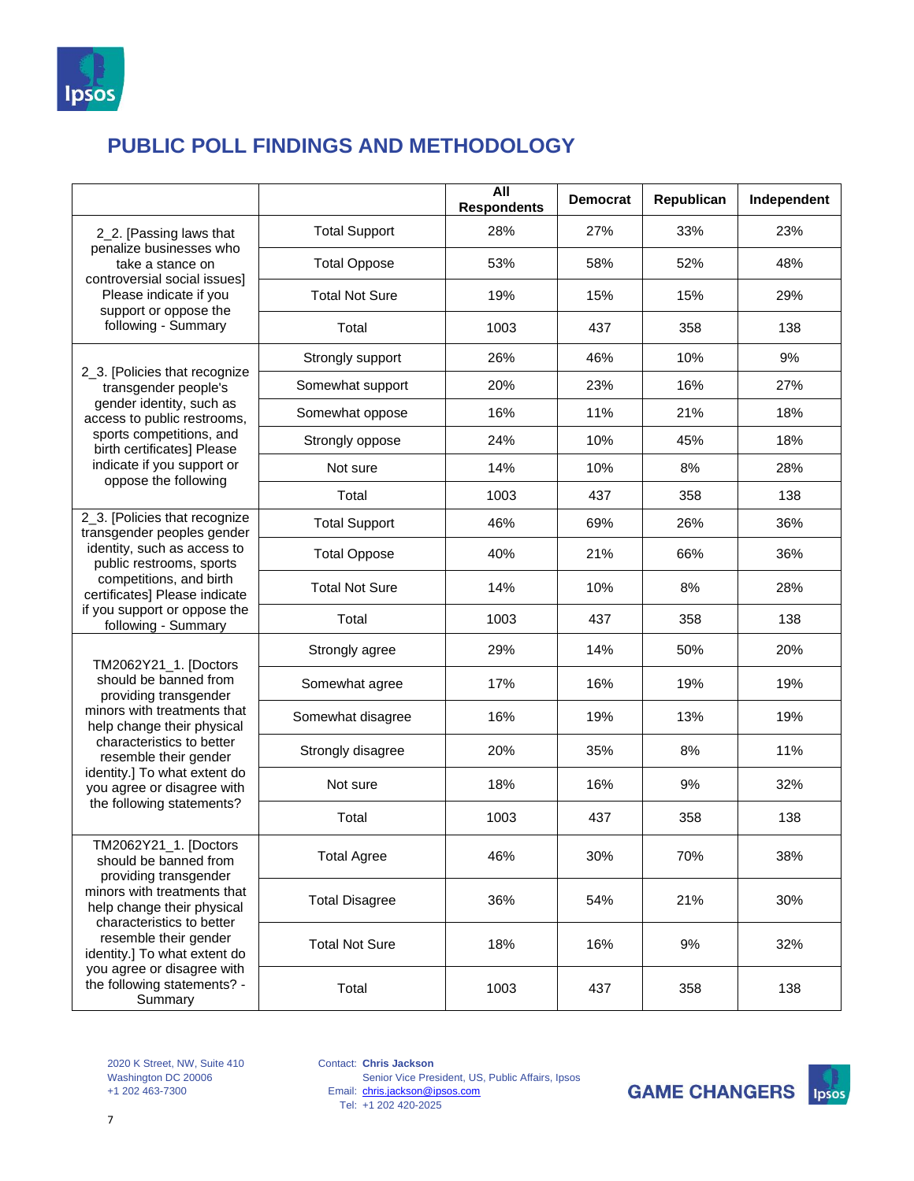## PUBLIC POLL FINDINGS AND METHODOLOGY

| | | All Respondents | Democrat | Republican | Independent |
|---|---|---|---|---|---|
| 2_2. [Passing laws that penalize businesses who take a stance on controversial social issues] Please indicate if you support or oppose the following - Summary | Total Support | 28% | 27% | 33% | 23% |
| | Total Oppose | 53% | 58% | 52% | 48% |
| | Total Not Sure | 19% | 15% | 15% | 29% |
| | Total | 1003 | 437 | 358 | 138 |
| 2_3. [Policies that recognize transgender people's gender identity, such as access to public restrooms, sports competitions, and birth certificates] Please indicate if you support or oppose the following | Strongly support | 26% | 46% | 10% | 9% |
| | Somewhat support | 20% | 23% | 16% | 27% |
| | Somewhat oppose | 16% | 11% | 21% | 18% |
| | Strongly oppose | 24% | 10% | 45% | 18% |
| | Not sure | 14% | 10% | 8% | 28% |
| | Total | 1003 | 437 | 358 | 138 |
| 2_3. [Policies that recognize transgender peoples gender identity, such as access to public restrooms, sports competitions, and birth certificates] Please indicate if you support or oppose the following - Summary | Total Support | 46% | 69% | 26% | 36% |
| | Total Oppose | 40% | 21% | 66% | 36% |
| | Total Not Sure | 14% | 10% | 8% | 28% |
| | Total | 1003 | 437 | 358 | 138 |
| TM2062Y21_1. [Doctors should be banned from providing transgender minors with treatments that help change their physical characteristics to better resemble their gender identity.] To what extent do you agree or disagree with the following statements? | Strongly agree | 29% | 14% | 50% | 20% |
| | Somewhat agree | 17% | 16% | 19% | 19% |
| | Somewhat disagree | 16% | 19% | 13% | 19% |
| | Strongly disagree | 20% | 35% | 8% | 11% |
| | Not sure | 18% | 16% | 9% | 32% |
| | Total | 1003 | 437 | 358 | 138 |
| TM2062Y21_1. [Doctors should be banned from providing transgender minors with treatments that help change their physical characteristics to better resemble their gender identity.] To what extent do you agree or disagree with the following statements? - Summary | Total Agree | 46% | 30% | 70% | 38% |
| | Total Disagree | 36% | 54% | 21% | 30% |
| | Total Not Sure | 18% | 16% | 9% | 32% |
| | Total | 1003 | 437 | 358 | 138 |

2020 K Street, NW, Suite 410
Washington DC 20006
+1 202 463-7300

Contact: **Chris Jackson**
Senior Vice President, US, Public Affairs, Ipsos
Email: chris.jackson@ipsos.com
Tel: +1 202 420-2025

**GAME CHANGERS**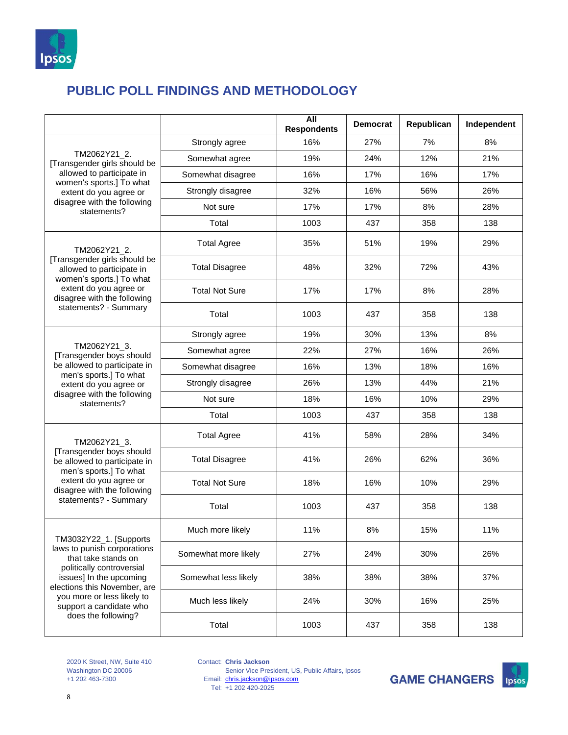## PUBLIC POLL FINDINGS AND METHODOLOGY

| | | All Respondents | Democrat | Republican | Independent |
|---|---|---|---|---|---|
| TM2062Y21_2. [Transgender girls should be allowed to participate in women's sports.] To what extent do you agree or disagree with the following statements? | Strongly agree | 16% | 27% | 7% | 8% |
| | Somewhat agree | 19% | 24% | 12% | 21% |
| | Somewhat disagree | 16% | 17% | 16% | 17% |
| | Strongly disagree | 32% | 16% | 56% | 26% |
| | Not sure | 17% | 17% | 8% | 28% |
| | Total | 1003 | 437 | 358 | 138 |
| TM2062Y21_2. [Transgender girls should be allowed to participate in women's sports.] To what extent do you agree or disagree with the following statements? - Summary | Total Agree | 35% | 51% | 19% | 29% |
| | Total Disagree | 48% | 32% | 72% | 43% |
| | Total Not Sure | 17% | 17% | 8% | 28% |
| | Total | 1003 | 437 | 358 | 138 |
| TM2062Y21_3. [Transgender boys should be allowed to participate in men's sports.] To what extent do you agree or disagree with the following statements? | Strongly agree | 19% | 30% | 13% | 8% |
| | Somewhat agree | 22% | 27% | 16% | 26% |
| | Somewhat disagree | 16% | 13% | 18% | 16% |
| | Strongly disagree | 26% | 13% | 44% | 21% |
| | Not sure | 18% | 16% | 10% | 29% |
| | Total | 1003 | 437 | 358 | 138 |
| TM2062Y21_3. [Transgender boys should be allowed to participate in men's sports.] To what extent do you agree or disagree with the following statements? - Summary | Total Agree | 41% | 58% | 28% | 34% |
| | Total Disagree | 41% | 26% | 62% | 36% |
| | Total Not Sure | 18% | 16% | 10% | 29% |
| | Total | 1003 | 437 | 358 | 138 |
| TM3032Y22_1. [Supports laws to punish corporations that take stands on politically controversial issues] In the upcoming elections this November, are you more or less likely to support a candidate who does the following? | Much more likely | 11% | 8% | 15% | 11% |
| | Somewhat more likely | 27% | 24% | 30% | 26% |
| | Somewhat less likely | 38% | 38% | 38% | 37% |
| | Much less likely | 24% | 30% | 16% | 25% |
| | Total | 1003 | 437 | 358 | 138 |

2020 K Street, NW, Suite 410
Washington DC 20006
+1 202 463-7300

Contact: **Chris Jackson**
Senior Vice President, US, Public Affairs, Ipsos
Email: chris.jackson@ipsos.com
Tel: +1 202 420-2025

**GAME CHANGERS**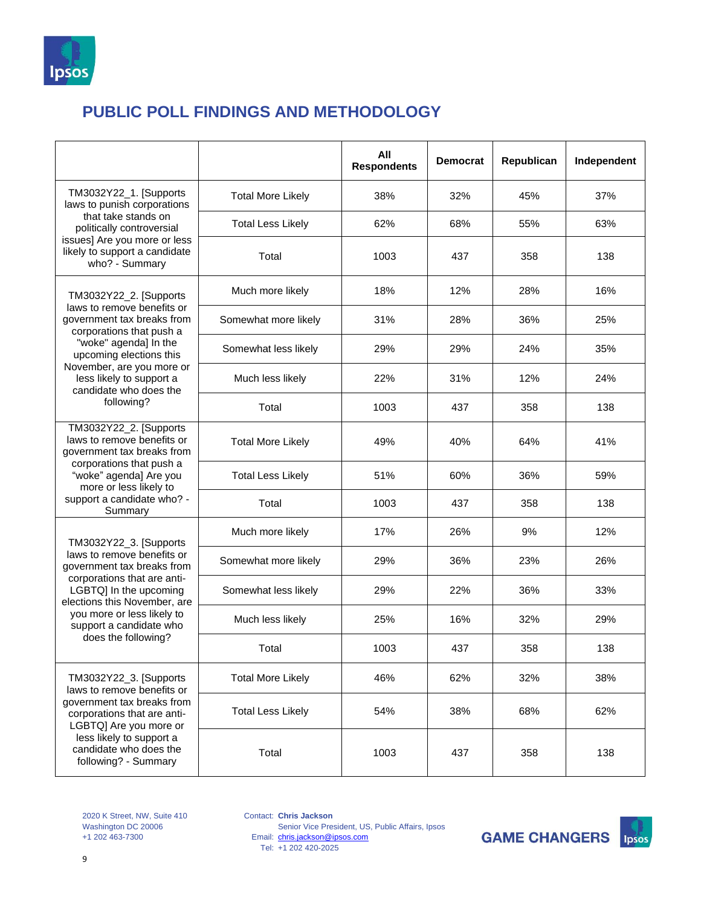## PUBLIC POLL FINDINGS AND METHODOLOGY

| | | All Respondents | Democrat | Republican | Independent |
|---|---|---|---|---|---|
| TM3032Y22_1. [Supports laws to punish corporations that take stands on politically controversial issues] Are you more or less likely to support a candidate who? - Summary | Total More Likely | 38% | 32% | 45% | 37% |
| | Total Less Likely | 62% | 68% | 55% | 63% |
| | Total | 1003 | 437 | 358 | 138 |
| TM3032Y22_2. [Supports laws to remove benefits or government tax breaks from corporations that push a "woke" agenda] In the upcoming elections this November, are you more or less likely to support a candidate who does the following? | Much more likely | 18% | 12% | 28% | 16% |
| | Somewhat more likely | 31% | 28% | 36% | 25% |
| | Somewhat less likely | 29% | 29% | 24% | 35% |
| | Much less likely | 22% | 31% | 12% | 24% |
| | Total | 1003 | 437 | 358 | 138 |
| TM3032Y22_2. [Supports laws to remove benefits or government tax breaks from corporations that push a "woke" agenda] Are you more or less likely to support a candidate who? - Summary | Total More Likely | 49% | 40% | 64% | 41% |
| | Total Less Likely | 51% | 60% | 36% | 59% |
| | Total | 1003 | 437 | 358 | 138 |
| TM3032Y22_3. [Supports laws to remove benefits or government tax breaks from corporations that are anti-LGBTQ] In the upcoming elections this November, are you more or less likely to support a candidate who does the following? | Much more likely | 17% | 26% | 9% | 12% |
| | Somewhat more likely | 29% | 36% | 23% | 26% |
| | Somewhat less likely | 29% | 22% | 36% | 33% |
| | Much less likely | 25% | 16% | 32% | 29% |
| | Total | 1003 | 437 | 358 | 138 |
| TM3032Y22_3. [Supports laws to remove benefits or government tax breaks from corporations that are anti-LGBTQ] Are you more or less likely to support a candidate who does the following? - Summary | Total More Likely | 46% | 62% | 32% | 38% |
| | Total Less Likely | 54% | 38% | 68% | 62% |
| | Total | 1003 | 437 | 358 | 138 |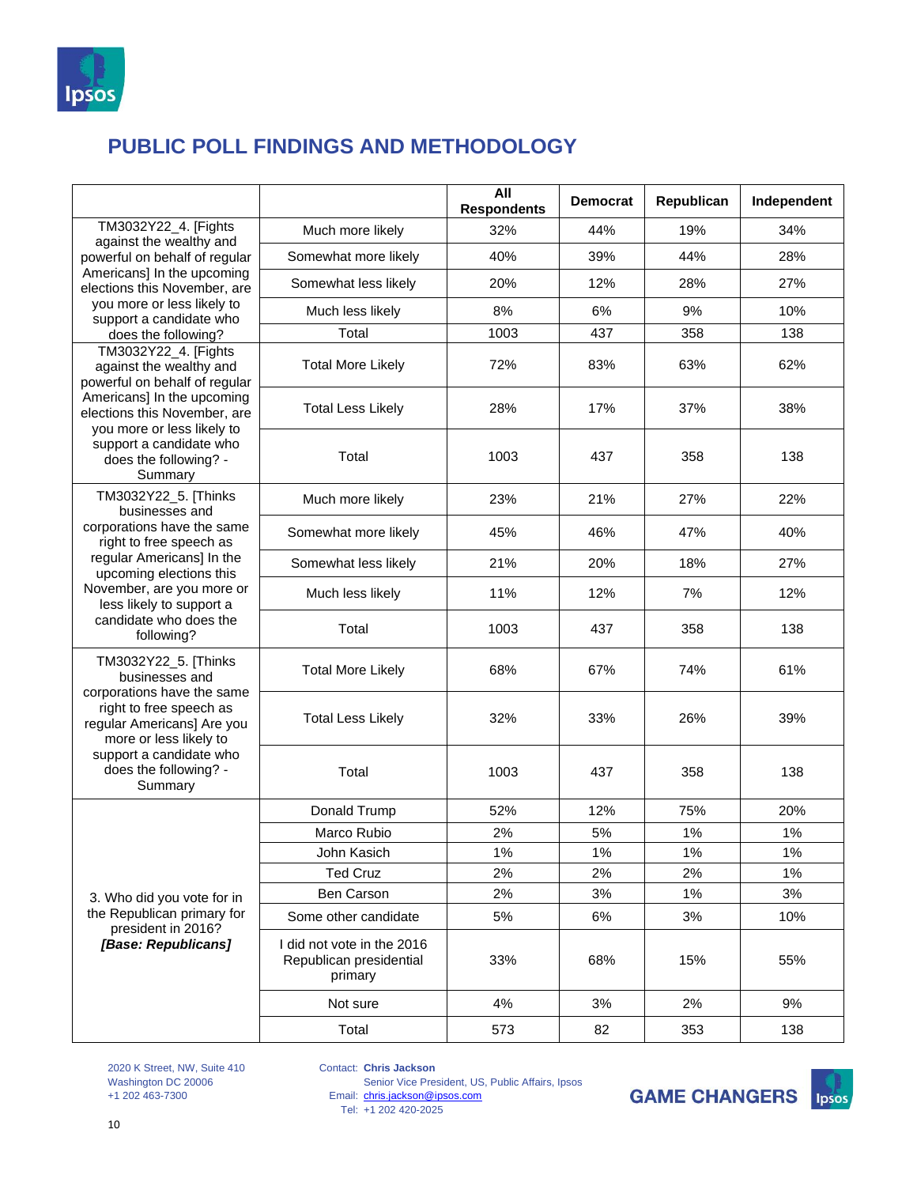## PUBLIC POLL FINDINGS AND METHODOLOGY

| | | All Respondents | Democrat | Republican | Independent |
|---|---|---|---|---|---|
| TM3032Y22_4. [Fights against the wealthy and powerful on behalf of regular Americans] In the upcoming elections this November, are you more or less likely to support a candidate who does the following? | Much more likely | 32% | 44% | 19% | 34% |
| | Somewhat more likely | 40% | 39% | 44% | 28% |
| | Somewhat less likely | 20% | 12% | 28% | 27% |
| | Much less likely | 8% | 6% | 9% | 10% |
| | Total | 1003 | 437 | 358 | 138 |
| TM3032Y22_4. [Fights against the wealthy and powerful on behalf of regular Americans] In the upcoming elections this November, are you more or less likely to support a candidate who does the following? - Summary | Total More Likely | 72% | 83% | 63% | 62% |
| | Total Less Likely | 28% | 17% | 37% | 38% |
| | Total | 1003 | 437 | 358 | 138 |
| TM3032Y22_5. [Thinks businesses and corporations have the same right to free speech as regular Americans] In the upcoming elections this November, are you more or less likely to support a candidate who does the following? | Much more likely | 23% | 21% | 27% | 22% |
| | Somewhat more likely | 45% | 46% | 47% | 40% |
| | Somewhat less likely | 21% | 20% | 18% | 27% |
| | Much less likely | 11% | 12% | 7% | 12% |
| | Total | 1003 | 437 | 358 | 138 |
| TM3032Y22_5. [Thinks businesses and corporations have the same right to free speech as regular Americans] Are you more or less likely to support a candidate who does the following? - Summary | Total More Likely | 68% | 67% | 74% | 61% |
| | Total Less Likely | 32% | 33% | 26% | 39% |
| | Total | 1003 | 437 | 358 | 138 |
| 3. Who did you vote for in the Republican primary for president in 2016? ***[Base: Republicans]*** | Donald Trump | 52% | 12% | 75% | 20% |
| | Marco Rubio | 2% | 5% | 1% | 1% |
| | John Kasich | 1% | 1% | 1% | 1% |
| | Ted Cruz | 2% | 2% | 2% | 1% |
| | Ben Carson | 2% | 3% | 1% | 3% |
| | Some other candidate | 5% | 6% | 3% | 10% |
| | I did not vote in the 2016 Republican presidential primary | 33% | 68% | 15% | 55% |
| | Not sure | 4% | 3% | 2% | 9% |
| | Total | 573 | 82 | 353 | 138 |

2020 K Street, NW, Suite 410
Washington DC 20006
+1 202 463-7300

Contact: **Chris Jackson**
Senior Vice President, US, Public Affairs, Ipsos
Email: chris.jackson@ipsos.com
Tel: +1 202 420-2025

**GAME CHANGERS**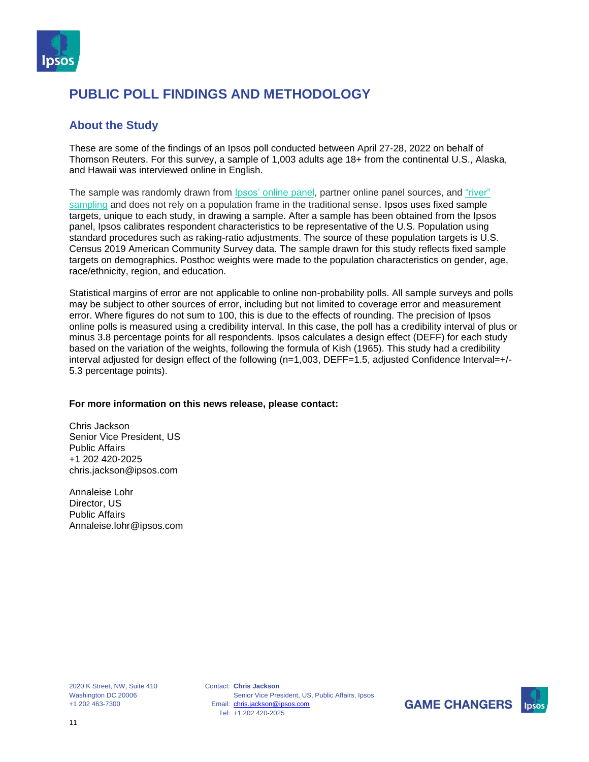# PUBLIC POLL FINDINGS AND METHODOLOGY

## About the Study

These are some of the findings of an Ipsos poll conducted between April 27-28, 2022 on behalf of Thomson Reuters. For this survey, a sample of 1,003 adults age 18+ from the continental U.S., Alaska, and Hawaii was interviewed online in English.

The sample was randomly drawn from Ipsos' online panel, partner online panel sources, and "river" sampling and does not rely on a population frame in the traditional sense. Ipsos uses fixed sample targets, unique to each study, in drawing a sample. After a sample has been obtained from the Ipsos panel, Ipsos calibrates respondent characteristics to be representative of the U.S. Population using standard procedures such as raking-ratio adjustments. The source of these population targets is U.S. Census 2019 American Community Survey data. The sample drawn for this study reflects fixed sample targets on demographics. Posthoc weights were made to the population characteristics on gender, age, race/ethnicity, region, and education.

Statistical margins of error are not applicable to online non-probability polls. All sample surveys and polls may be subject to other sources of error, including but not limited to coverage error and measurement error. Where figures do not sum to 100, this is due to the effects of rounding. The precision of Ipsos online polls is measured using a credibility interval. In this case, the poll has a credibility interval of plus or minus 3.8 percentage points for all respondents. Ipsos calculates a design effect (DEFF) for each study based on the variation of the weights, following the formula of Kish (1965). This study had a credibility interval adjusted for design effect of the following (n=1,003, DEFF=1.5, adjusted Confidence Interval=+/-5.3 percentage points).

**For more information on this news release, please contact:**

Chris Jackson
Senior Vice President, US
Public Affairs
+1 202 420-2025
chris.jackson@ipsos.com

Annaleise Lohr
Director, US
Public Affairs
Annaleise.lohr@ipsos.com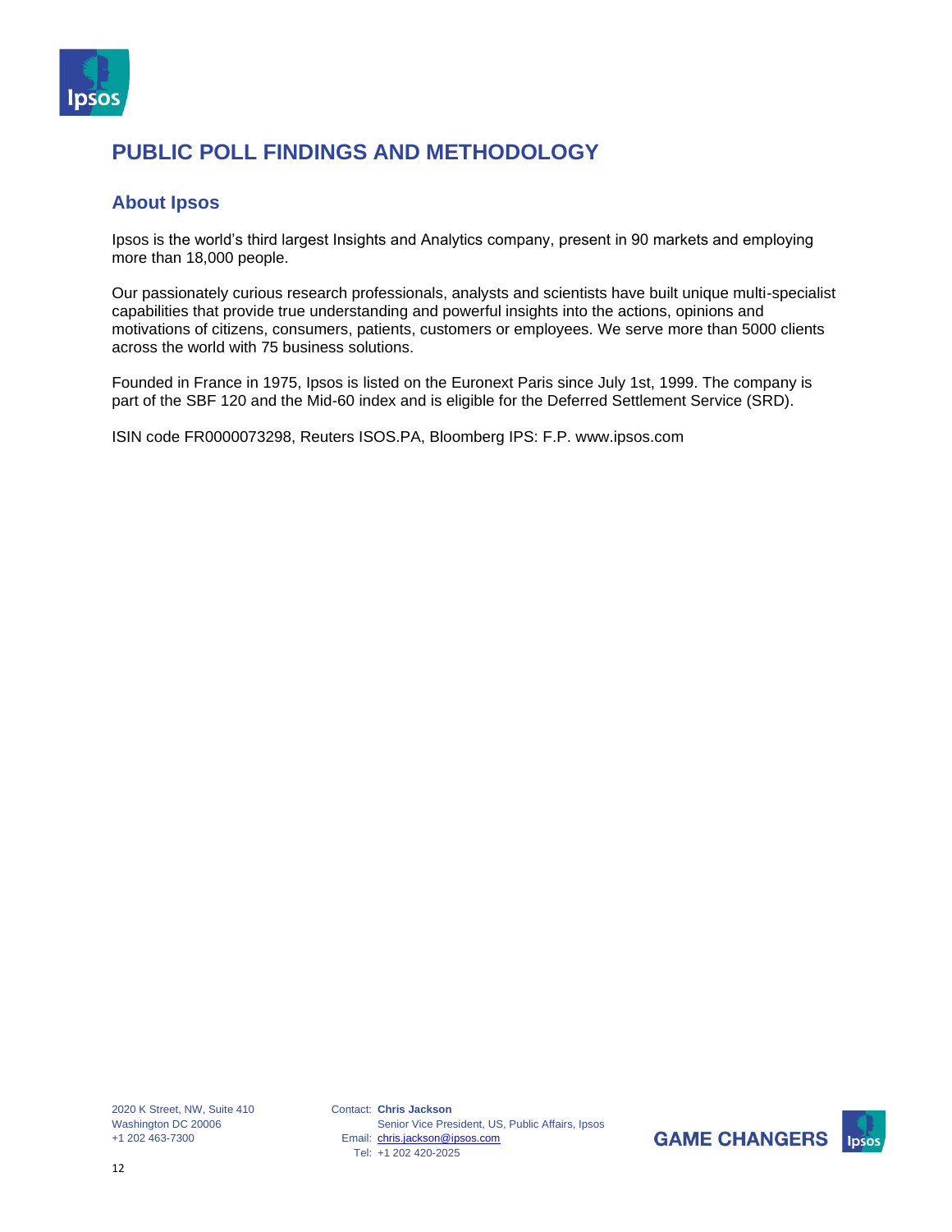# PUBLIC POLL FINDINGS AND METHODOLOGY

## About Ipsos

Ipsos is the world's third largest Insights and Analytics company, present in 90 markets and employing more than 18,000 people.

Our passionately curious research professionals, analysts and scientists have built unique multi-specialist capabilities that provide true understanding and powerful insights into the actions, opinions and motivations of citizens, consumers, patients, customers or employees. We serve more than 5000 clients across the world with 75 business solutions.

Founded in France in 1975, Ipsos is listed on the Euronext Paris since July 1st, 1999. The company is part of the SBF 120 and the Mid-60 index and is eligible for the Deferred Settlement Service (SRD).

ISIN code FR0000073298, Reuters ISOS.PA, Bloomberg IPS: F.P. www.ipsos.com

2020 K Street, NW, Suite 410
Washington DC 20006
+1 202 463-7300

Contact: **Chris Jackson**
Senior Vice President, US, Public Affairs, Ipsos
Email: chris.jackson@ipsos.com
Tel: +1 202 420-2025

GAME CHANGERS